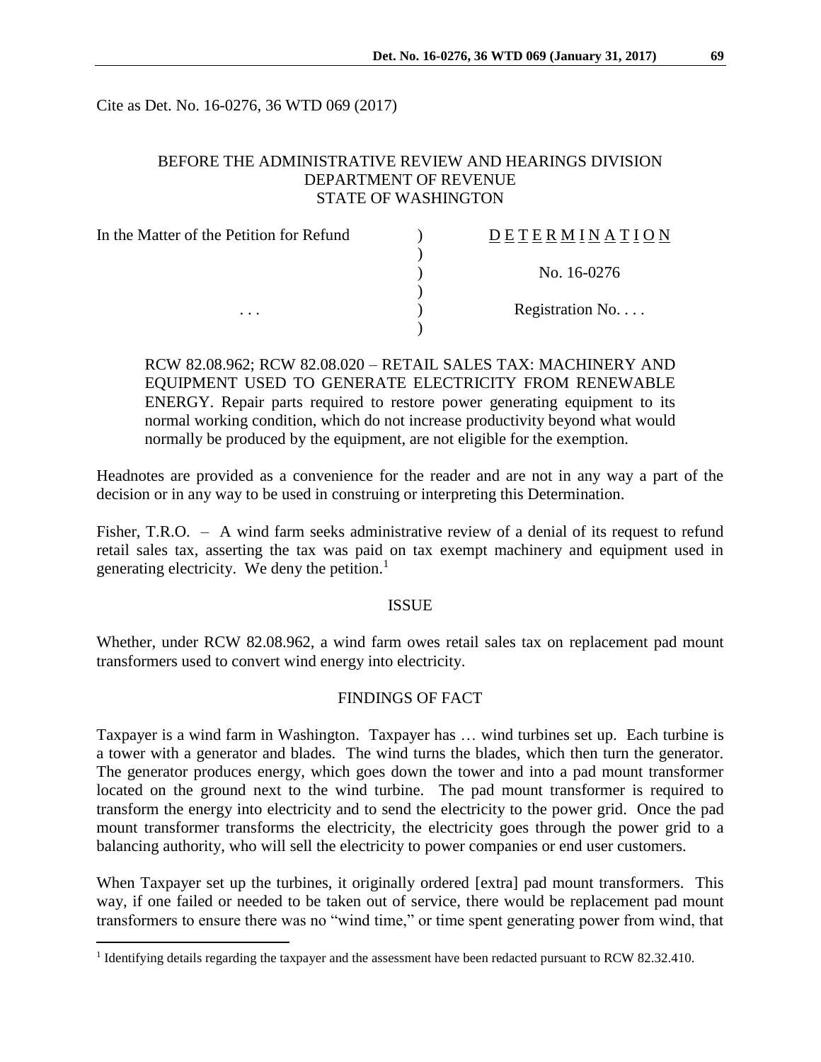Cite as Det. No. 16-0276, 36 WTD 069 (2017)

BEFORE THE ADMINISTRATIVE REVIEW AND HEARINGS DIVISION
DEPARTMENT OF REVENUE
STATE OF WASHINGTON

| | | |
|---|---|---|
| In the Matter of the Petition for Refund | ) | DETERMINATION |
| | ) | |
| | ) | No. 16-0276 |
| | ) | |
| . . . | ) | Registration No. . . . |
| | ) | |

RCW 82.08.962; RCW 82.08.020 – RETAIL SALES TAX: MACHINERY AND EQUIPMENT USED TO GENERATE ELECTRICITY FROM RENEWABLE ENERGY. Repair parts required to restore power generating equipment to its normal working condition, which do not increase productivity beyond what would normally be produced by the equipment, are not eligible for the exemption.

Headnotes are provided as a convenience for the reader and are not in any way a part of the decision or in any way to be used in construing or interpreting this Determination.

Fisher, T.R.O. – A wind farm seeks administrative review of a denial of its request to refund retail sales tax, asserting the tax was paid on tax exempt machinery and equipment used in generating electricity. We deny the petition.[1]

## ISSUE

Whether, under RCW 82.08.962, a wind farm owes retail sales tax on replacement pad mount transformers used to convert wind energy into electricity.

## FINDINGS OF FACT

Taxpayer is a wind farm in Washington. Taxpayer has … wind turbines set up. Each turbine is a tower with a generator and blades. The wind turns the blades, which then turn the generator. The generator produces energy, which goes down the tower and into a pad mount transformer located on the ground next to the wind turbine. The pad mount transformer is required to transform the energy into electricity and to send the electricity to the power grid. Once the pad mount transformer transforms the electricity, the electricity goes through the power grid to a balancing authority, who will sell the electricity to power companies or end user customers.

When Taxpayer set up the turbines, it originally ordered [extra] pad mount transformers. This way, if one failed or needed to be taken out of service, there would be replacement pad mount transformers to ensure there was no "wind time," or time spent generating power from wind, that

[1] Identifying details regarding the taxpayer and the assessment have been redacted pursuant to RCW 82.32.410.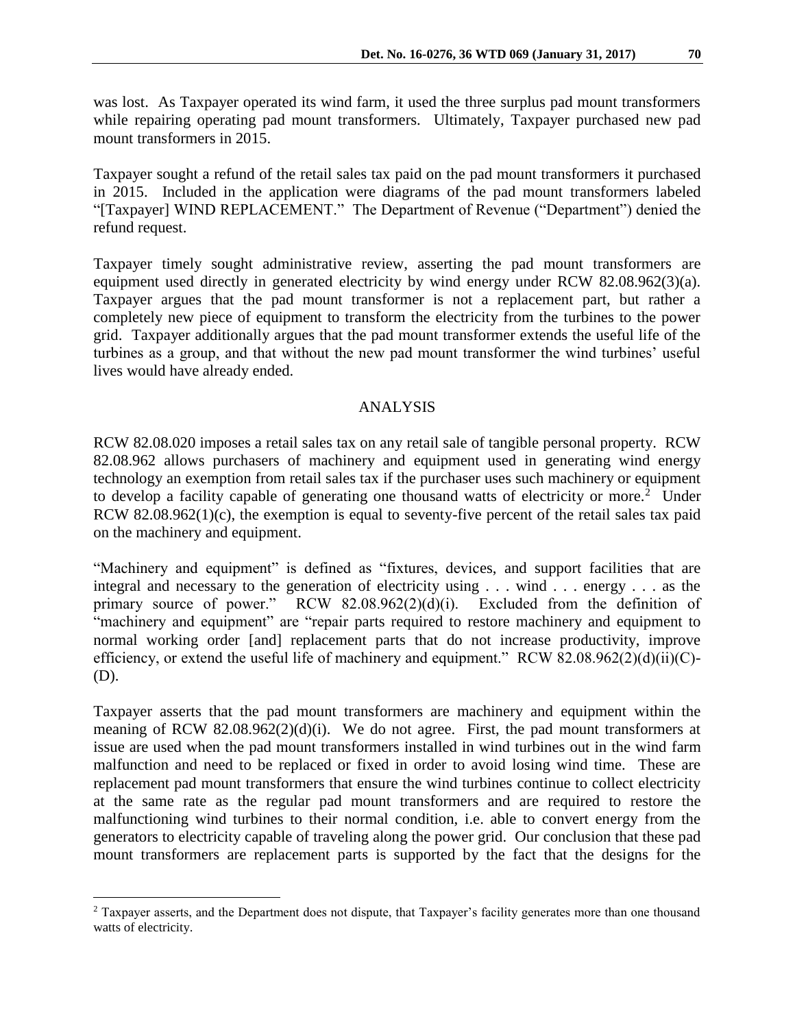was lost. As Taxpayer operated its wind farm, it used the three surplus pad mount transformers while repairing operating pad mount transformers. Ultimately, Taxpayer purchased new pad mount transformers in 2015.

Taxpayer sought a refund of the retail sales tax paid on the pad mount transformers it purchased in 2015. Included in the application were diagrams of the pad mount transformers labeled "[Taxpayer] WIND REPLACEMENT." The Department of Revenue ("Department") denied the refund request.

Taxpayer timely sought administrative review, asserting the pad mount transformers are equipment used directly in generated electricity by wind energy under RCW 82.08.962(3)(a). Taxpayer argues that the pad mount transformer is not a replacement part, but rather a completely new piece of equipment to transform the electricity from the turbines to the power grid. Taxpayer additionally argues that the pad mount transformer extends the useful life of the turbines as a group, and that without the new pad mount transformer the wind turbines' useful lives would have already ended.

## ANALYSIS

RCW 82.08.020 imposes a retail sales tax on any retail sale of tangible personal property. RCW 82.08.962 allows purchasers of machinery and equipment used in generating wind energy technology an exemption from retail sales tax if the purchaser uses such machinery or equipment to develop a facility capable of generating one thousand watts of electricity or more.[2] Under RCW 82.08.962(1)(c), the exemption is equal to seventy-five percent of the retail sales tax paid on the machinery and equipment.

"Machinery and equipment" is defined as "fixtures, devices, and support facilities that are integral and necessary to the generation of electricity using . . . wind . . . energy . . . as the primary source of power." RCW 82.08.962(2)(d)(i). Excluded from the definition of "machinery and equipment" are "repair parts required to restore machinery and equipment to normal working order [and] replacement parts that do not increase productivity, improve efficiency, or extend the useful life of machinery and equipment." RCW 82.08.962(2)(d)(ii)(C)-(D).

Taxpayer asserts that the pad mount transformers are machinery and equipment within the meaning of RCW 82.08.962(2)(d)(i). We do not agree. First, the pad mount transformers at issue are used when the pad mount transformers installed in wind turbines out in the wind farm malfunction and need to be replaced or fixed in order to avoid losing wind time. These are replacement pad mount transformers that ensure the wind turbines continue to collect electricity at the same rate as the regular pad mount transformers and are required to restore the malfunctioning wind turbines to their normal condition, i.e. able to convert energy from the generators to electricity capable of traveling along the power grid. Our conclusion that these pad mount transformers are replacement parts is supported by the fact that the designs for the

---

[2] Taxpayer asserts, and the Department does not dispute, that Taxpayer's facility generates more than one thousand watts of electricity.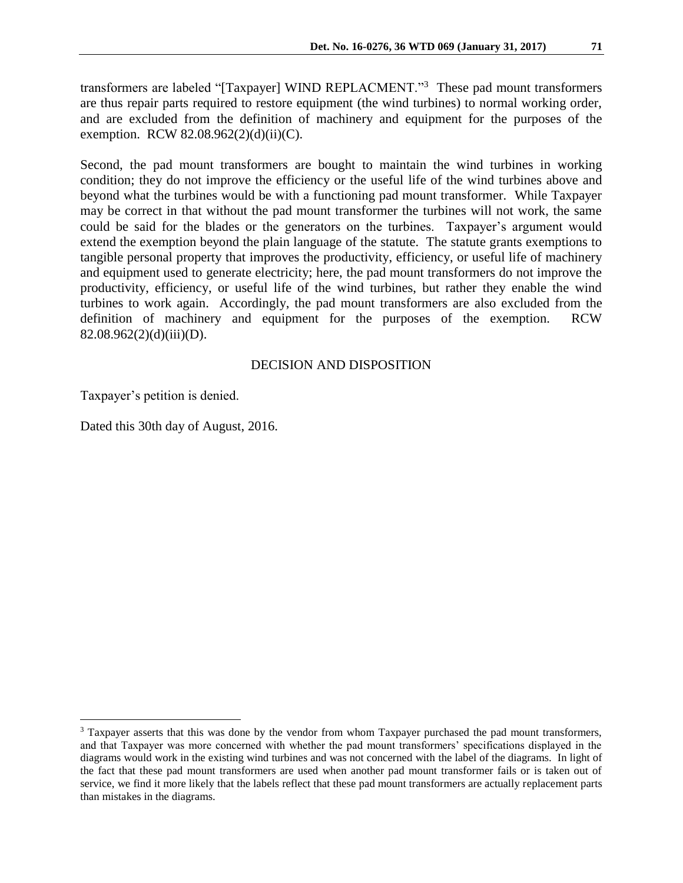transformers are labeled "[Taxpayer] WIND REPLACMENT."[3] These pad mount transformers are thus repair parts required to restore equipment (the wind turbines) to normal working order, and are excluded from the definition of machinery and equipment for the purposes of the exemption. RCW 82.08.962(2)(d)(ii)(C).

Second, the pad mount transformers are bought to maintain the wind turbines in working condition; they do not improve the efficiency or the useful life of the wind turbines above and beyond what the turbines would be with a functioning pad mount transformer. While Taxpayer may be correct in that without the pad mount transformer the turbines will not work, the same could be said for the blades or the generators on the turbines. Taxpayer's argument would extend the exemption beyond the plain language of the statute. The statute grants exemptions to tangible personal property that improves the productivity, efficiency, or useful life of machinery and equipment used to generate electricity; here, the pad mount transformers do not improve the productivity, efficiency, or useful life of the wind turbines, but rather they enable the wind turbines to work again. Accordingly, the pad mount transformers are also excluded from the definition of machinery and equipment for the purposes of the exemption. RCW 82.08.962(2)(d)(iii)(D).

## DECISION AND DISPOSITION

Taxpayer's petition is denied.

Dated this 30th day of August, 2016.

---

[3] Taxpayer asserts that this was done by the vendor from whom Taxpayer purchased the pad mount transformers, and that Taxpayer was more concerned with whether the pad mount transformers' specifications displayed in the diagrams would work in the existing wind turbines and was not concerned with the label of the diagrams. In light of the fact that these pad mount transformers are used when another pad mount transformer fails or is taken out of service, we find it more likely that the labels reflect that these pad mount transformers are actually replacement parts than mistakes in the diagrams.